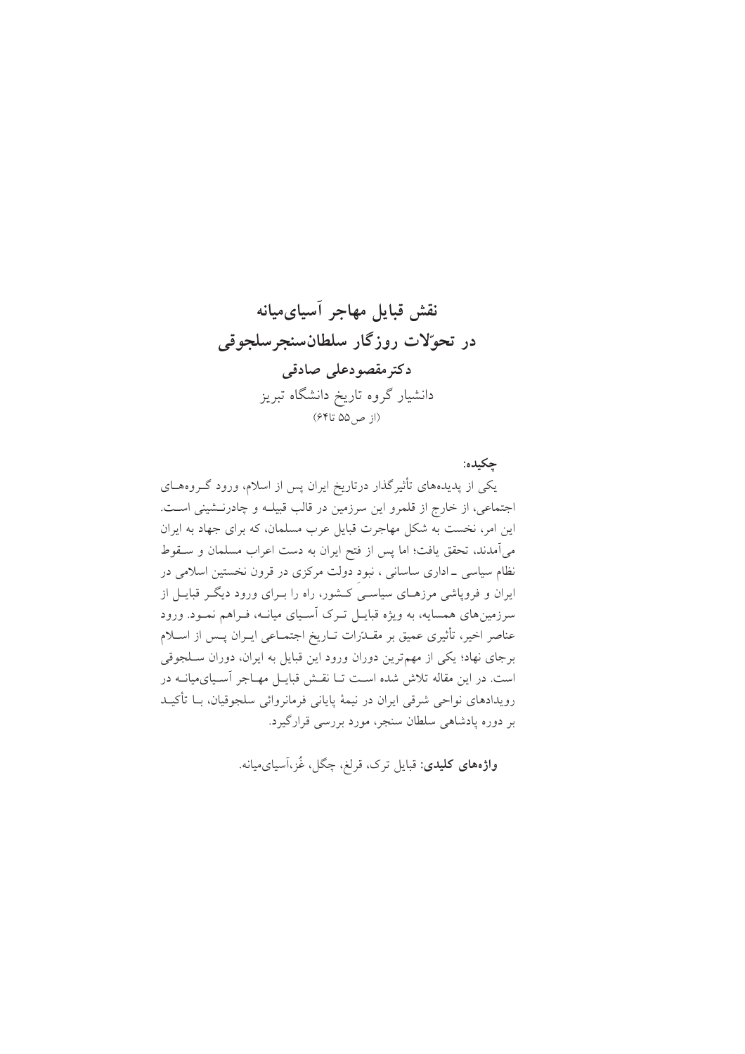# نقش قبایل مهاجر آسیای‌میانه در تحوّلات روزگار سلطان‌سنجرسلجوقی

**دکترمقصودعلی صادقی**

دانشیار گروه تاریخ دانشگاه تبریز

(از ص۵۵ تا۶۴)

**چکیده:**

یکی از پدیده‌های تأثیرگذار درتاریخ ایران پس از اسلام، ورود گروه‌های اجتماعی، از خارج از قلمرو این سرزمین در قالب قبیله و چادرنشینی است. این امر، نخست به شکل مهاجرت قبایل عرب مسلمان، که برای جهاد به ایران می‌آمدند، تحقق یافت؛ اما پس از فتح ایران به دست اعراب مسلمان و سقوط نظام سیاسی ـ اداری ساسانی ، نبود دولت مرکزی در قرون نخستین اسلامی در ایران و فروپاشی مرزهای سیاسی کشور، راه را برای ورود دیگر قبایل از سرزمین‌های همسایه، به ویژه قبایل ترک آسیای میانه، فراهم نمود. ورود عناصر اخیر، تأثیری عمیق بر مقدّرات تاریخ اجتماعی ایران پس از اسلام برجای نهاد؛ یکی از مهم‌ترین دوران ورود این قبایل به ایران، دوران سلجوقی است. در این مقاله تلاش شده است تا نقش قبایل مهاجر آسیای‌میانه در رویدادهای نواحی شرقی ایران در نیمهٔ پایانی فرمانروائی سلجوقیان، با تأکید بر دوره پادشاهی سلطان سنجر، مورد بررسی قرارگیرد.

**واژه‌های کلیدی:** قبایل ترک، قرلغ، چگل، غُز،آسیای‌میانه.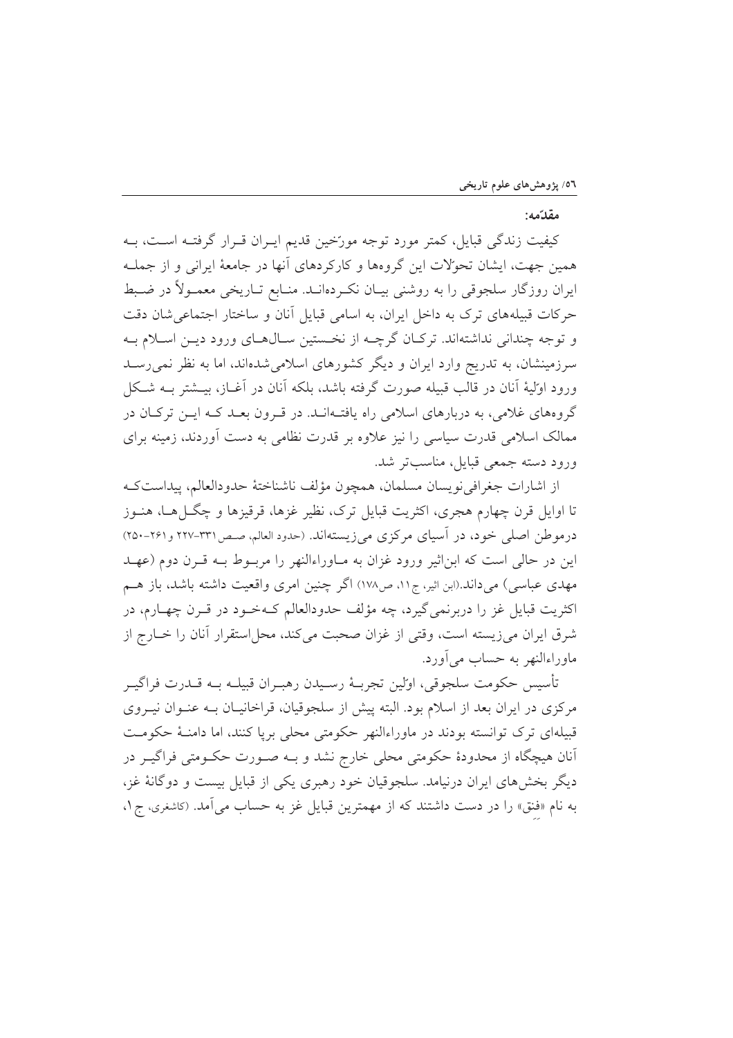## مقدّمه:

کیفیت زندگی قبایل، کمتر مورد توجه مورّخین قدیم ایـران قـرار گرفتـه اسـت، بـه همین جهت، ایشان تحوّلات این گروه‌ها و کارکردهای آنها در جامعهٔ ایرانی و از جملـه ایران روزگار سلجوقی را به روشنی بیـان نکـرده‌انـد. منـابع تـاریخی معمـولاً در ضـبط حرکات قبیله‌های ترک به داخل ایران، به اسامی قبایل آنان و ساختار اجتماعی‌شان دقت و توجه چندانی نداشته‌اند. ترکـان گرچـه از نخـستین سـال‌هـای ورود دیـن اسـلام بـه سرزمینشان، به تدریج وارد ایران و دیگر کشورهای اسلامی‌شده‌اند، اما به نظر نمی‌رسـد ورود اوّلیهٔ آنان در قالب قبیله صورت گرفته باشد، بلکه آنان در آغـاز، بیـشتر بـه شـکل گروه‌های غلامی، به دربارهای اسلامی راه یافتـه‌انـد. در قـرون بعـد کـه ایـن ترکـان در ممالک اسلامی قدرت سیاسی را نیز علاوه بر قدرت نظامی به دست آوردند، زمینه برای ورود دسته جمعی قبایل، مناسب‌تر شد.

از اشارات جغرافی‌نویسان مسلمان، همچون مؤلف ناشناختهٔ حدودالعالم، پیداستکـه تا اوایل قرن چهارم هجری، اکثریت قبایل ترک، نظیر غزها، قرقیزها و چگـل‌هـا، هنـوز درموطن اصلی خود، در آسیای مرکزی می‌زیسته‌اند. (حدود العالم، صص۳۳۱-۲۲۷ و ۲۶۱-۲۵۰) این در حالی است که ابن‌اثیر ورود غزان به مـاوراءالنهر را مربـوط بـه قـرن دوم (عهـد مهدی عباسی) می‌داند.(ابن اثیر، ج۱۱، ص۱۷۸) اگر چنین امری واقعیت داشته باشد، باز هـم اکثریت قبایل غز را دربرنمی‌گیرد، چه مؤلف حدودالعالم کـه‌خـود در قـرن چهـارم، در شرق ایران می‌زیسته است، وقتی از غزان صحبت می‌کند، محل‌استقرار آنان را خـارج از ماوراءالنهر به حساب می‌آورد.

تأسیس حکومت سلجوقی، اوّلین تجربـهٔ رسـیدن رهبـران قبیلـه بـه قـدرت فراگیـر مرکزی در ایران بعد از اسلام بود. البته پیش از سلجوقیان، قراخانیـان بـه عنـوان نیـروی قبیله‌ای ترک توانسته بودند در ماوراءالنهر حکومتی محلی برپا کنند، اما دامنـهٔ حکومـت آنان هیچگاه از محدودهٔ حکومتی محلی خارج نشد و بـه صـورت حکـومتی فراگیـر در دیگر بخش‌های ایران درنیامد. سلجوقیان خود رهبری یکی از قبایل بیست و دوگانهٔ غز، به نام «قِنِق» را در دست داشتند که از مهمترین قبایل غز به حساب می‌آمد. (کاشغری، ج۱،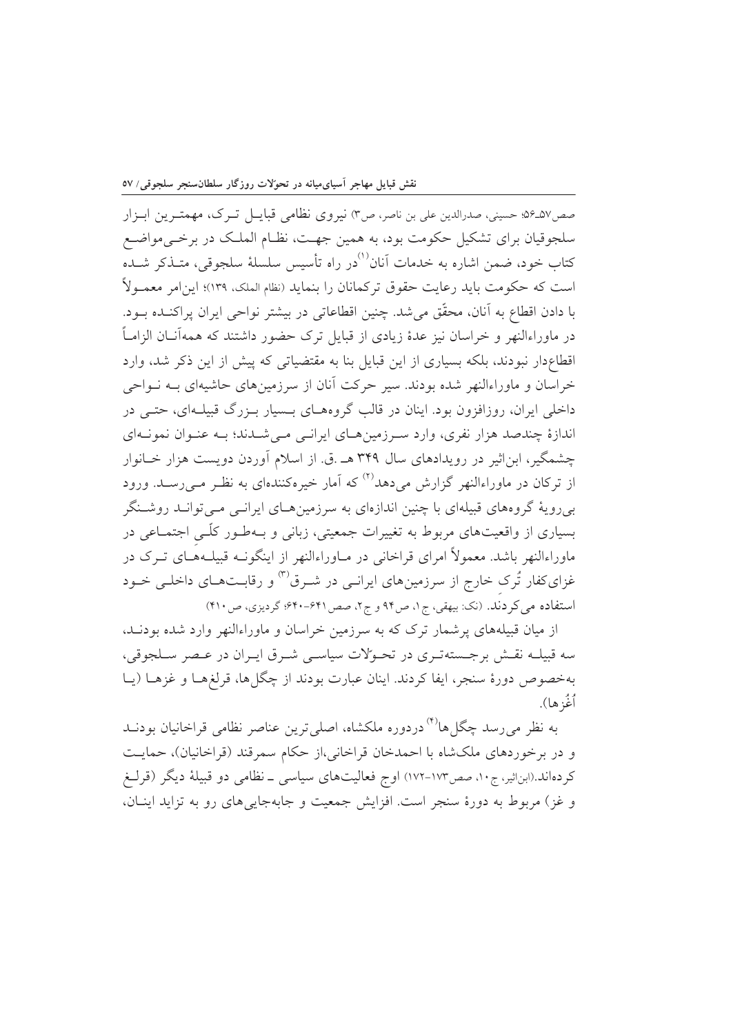صص۵۷ـ۵۶؛ حسینی، صدرالدین علی بن ناصر، ص۳) نیروی نظامی قبایل ترک، مهمترین ابزار سلجوقیان برای تشکیل حکومت بود، به همین جهت، نظام الملک در برخی مواضع کتاب خود، ضمن اشاره به خدمات آنان[۱] در راه تأسیس سلسلهٔ سلجوقی، متذکر شده است که حکومت باید رعایت حقوق ترکمانان را بنماید (نظام الملک، ۱۳۹)؛ این امر معمولاً با دادن اقطاع به آنان، محقّق می‌شد. چنین اقطاعاتی در بیشتر نواحی ایران پراکنده بود. در ماوراءالنهر و خراسان نیز عدهٔ زیادی از قبایل ترک حضور داشتند که همه‌آنان الزاماً اقطاع‌دار نبودند، بلکه بسیاری از این قبایل بنا به مقتضیاتی که پیش از این ذکر شد، وارد خراسان و ماوراءالنهر شده بودند. سیر حرکت آنان از سرزمین‌های حاشیه‌ای به نواحی داخلی ایران، روزافزون بود. اینان در قالب گروه‌های بسیار بزرگ قبیله‌ای، حتی در اندازهٔ چندصد هزار نفری، وارد سرزمین‌های ایرانی می‌شدند؛ به عنوان نمونه‌ای چشمگیر، ابن‌اثیر در رویدادهای سال ۳۴۹ هـ .ق. از اسلام آوردن دویست هزار خانوار از ترکان در ماوراءالنهر گزارش می‌دهد[۲] که آمار خیره‌کننده‌ای به نظر می‌رسد. ورود بی‌رویهٔ گروه‌های قبیله‌ای با چنین اندازه‌ای به سرزمین‌های ایرانی می‌تواند روشنگر بسیاری از واقعیت‌های مربوط به تغییرات جمعیتی، زبانی و به‌طور کلّی اجتماعی در ماوراءالنهر باشد. معمولاً امرای قراخانی در ماوراءالنهر از اینگونه قبیله‌های ترک در غزای کفار تُرک خارج از سرزمین‌های ایرانی در شرق[۳] و رقابت‌های داخلی خود استفاده می‌کردند. (نک: بیهقی، ج۱، ص۹۴ و ج۲، صص۶۴۱-۶۴۰؛ گردیزی، ص۴۱۰)

از میان قبیله‌های پرشمار ترک که به سرزمین خراسان و ماوراءالنهر وارد شده بودند، سه قبیله نقش برجسته‌تری در تحولات سیاسی شرق ایران در عصر سلجوقی، به‌خصوص دورهٔ سنجر، ایفا کردند. اینان عبارت بودند از چگل‌ها، قرلغ‌ها و غزها (یا اُغُزها).

به نظر می‌رسد چگل‌ها[۴] دردوره ملکشاه، اصلی‌ترین عناصر نظامی قراخانیان بودند و در برخوردهای ملک‌شاه با احمدخان قراخانی،از حکام سمرقند (قراخانیان)، حمایت کرده‌اند.(ابن‌اثیر، ج۱۰، صص۱۷۳-۱۷۲) اوج فعالیت‌های سیاسی ـ نظامی دو قبیلهٔ دیگر (قرلغ و غز) مربوط به دورهٔ سنجر است. افزایش جمعیت و جابه‌جایی‌های رو به تزاید اینان،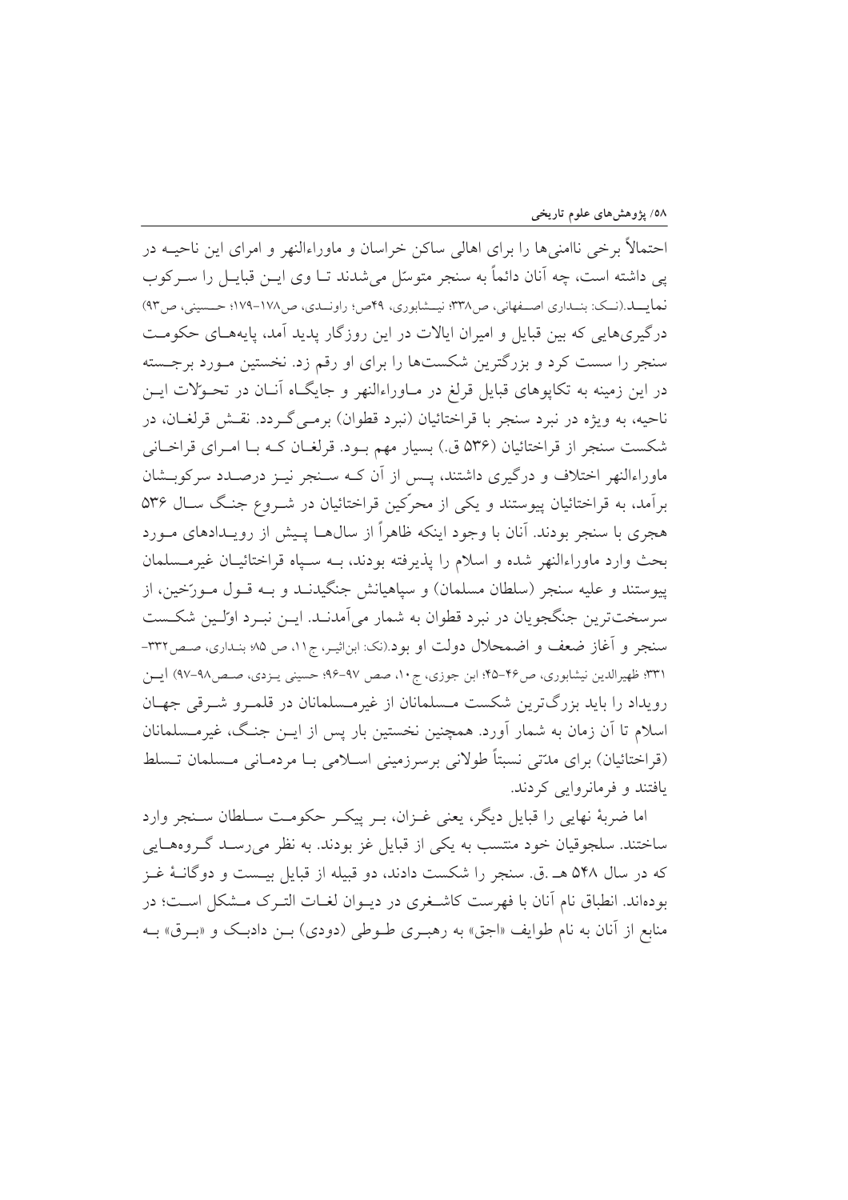احتمالاً برخی ناامنی‌ها را برای اهالی ساکن خراسان و ماوراءالنهر و امرای این ناحیه در پی داشته است، چه آنان دائماً به سنجر متوسّل می‌شدند تا وی این قبایل را سرکوب نماید.(نک: بنداری اصفهانی، ص۳۳۸؛ نیشابوری، ۴۹ص؛ راوندی، ص۱۷۸-۱۷۹؛ حسینی، ص۹۳) درگیری‌هایی که بین قبایل و امیران ایالات در این روزگار پدید آمد، پایه‌های حکومت سنجر را سست کرد و بزرگترین شکست‌ها را برای او رقم زد. نخستین مورد برجسته در این زمینه به تکاپوهای قبایل قرلغ در ماوراءالنهر و جایگاه آنان در تحوّلات این ناحیه، به ویژه در نبرد سنجر با قراختائیان (نبرد قطوان) برمی‌گردد. نقش قرلغان، در شکست سنجر از قراختائیان (۵۳۶ ق.) بسیار مهم بود. قرلغان که با امرای قراخانی ماوراءالنهر اختلاف و درگیری داشتند، پس از آن که سنجر نیز درصدد سرکوبشان برآمد، به قراختائیان پیوستند و یکی از محرّکین قراختائیان در شروع جنگ سال ۵۳۶ هجری با سنجر بودند. آنان با وجود اینکه ظاهراً از سال‌ها پیش از رویدادهای مورد بحث وارد ماوراءالنهر شده و اسلام را پذیرفته بودند، به سپاه قراختائیان غیرمسلمان پیوستند و علیه سنجر (سلطان مسلمان) و سپاهیانش جنگیدند و به قول مورّخین، از سرسخت‌ترین جنگجویان در نبرد قطوان به شمار می‌آمدند. این نبرد اوّلین شکست سنجر و آغاز ضعف و اضمحلال دولت او بود.(نک: ابن‌اثیر، ج۱۱، ص ۸۵؛ بنداری، صص۳۳۲-۳۳۱؛ ظهیرالدین نیشابوری، ص۴۶-۴۵؛ ابن جوزی، ج۱۰، صص ۹۷-۹۶؛ حسینی یزدی، صص۹۸-۹۷) این رویداد را باید بزرگ‌ترین شکست مسلمانان از غیرمسلمانان در قلمرو شرقی جهان اسلام تا آن زمان به شمار آورد. همچنین نخستین بار پس از این جنگ، غیرمسلمانان (قراختائیان) برای مدّتی نسبتاً طولانی برسرزمینی اسلامی با مردمانی مسلمان تسلط یافتند و فرمانروایی کردند.

اما ضربهٔ نهایی را قبایل دیگر، یعنی غزان، بر پیکر حکومت سلطان سنجر وارد ساختند. سلجوقیان خود منتسب به یکی از قبایل غز بودند. به نظر می‌رسد گروه‌هایی که در سال ۵۴۸ هـ.ق. سنجر را شکست دادند، دو قبیله از قبایل بیست و دوگانهٔ غز بوده‌اند. انطباق نام آنان با فهرست کاشغری در دیوان لغات الترک مشکل است؛ در منابع از آنان به نام طوایف «اجق» به رهبری طوطی (دودی) بن دادبک و «برق» به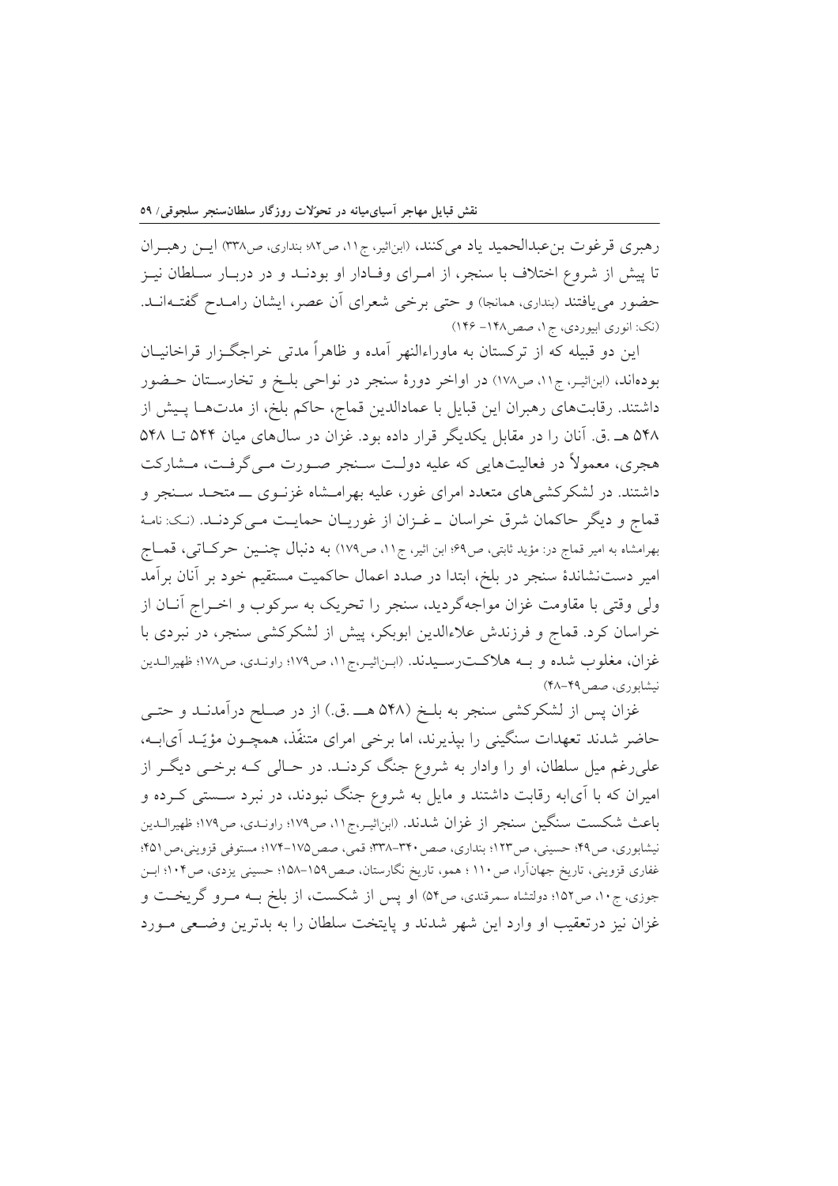رهبری قرغوت بن‌عبدالحمید یاد می‌کنند، (ابن‌اثیر، ج۱۱، ص۸۲؛ بنداری، ص۳۳۸) این رهبران تا پیش از شروع اختلاف با سنجر، از امرای وفادار او بودند و در دربار سلطان نیز حضور می‌یافتند (بنداری، همانجا) و حتی برخی شعرای آن عصر، ایشان رامدح گفته‌اند. (نک: انوری ابیوردی، ج۱، صص۱۴۸- ۱۴۶)

این دو قبیله که از ترکستان به ماوراءالنهر آمده و ظاهراً مدتی خراجگزار قراخانیان بوده‌اند، (ابن‌اثیر، ج۱۱، ص۱۷۸) در اواخر دورهٔ سنجر در نواحی بلخ و تخارستان حضور داشتند. رقابت‌های رهبران این قبایل با عمادالدین قماج، حاکم بلخ، از مدت‌ها پیش از ۵۴۸ هـ.ق. آنان را در مقابل یکدیگر قرار داده بود. غزان در سال‌های میان ۵۴۴ تا ۵۴۸ هجری، معمولاً در فعالیت‌هایی که علیه دولت سنجر صورت می‌گرفت، مشارکت داشتند. در لشکرکشی‌های متعدد امرای غور، علیه بهرامشاه غزنوی ـــ متحد سنجر و قماج و دیگر حاکمان شرق خراسان ـ غزان از غوریان حمایت می‌کردند. (نک: نامهٔ بهرامشاه به امیر قماج در: مؤید ثابتی، ص۶۹؛ ابن اثیر، ج۱۱، ص۱۷۹) به دنبال چنین حرکاتی، قماج امیر دست‌نشاندهٔ سنجر در بلخ، ابتدا در صدد اعمال حاکمیت مستقیم خود بر آنان برآمد ولی وقتی با مقاومت غزان مواجه‌گردید، سنجر را تحریک به سرکوب و اخراج آنان از خراسان کرد. قماج و فرزندش علاءالدین ابوبکر، پیش از لشکرکشی سنجر، در نبردی با غزان، مغلوب شده و به هلاکت‌رسیدند. (ابن‌اثیر،ج۱۱، ص۱۷۹؛ راوندی، ص۱۷۸؛ ظهیرالدین نیشابوری، صص۴۹-۴۸)

غزان پس از لشکرکشی سنجر به بلخ (۵۴۸ هـــ.ق.) از در صلح درآمدند و حتی حاضر شدند تعهدات سنگینی را بپذیرند، اما برخی امرای متنفّذ، همچون مؤیّد آی‌ابه، علی‌رغم میل سلطان، او را وادار به شروع جنگ کردند. در حالی که برخی دیگر از امیران که با آی‌ابه رقابت داشتند و مایل به شروع جنگ نبودند، در نبرد سستی کرده و باعث شکست سنگین سنجر از غزان شدند. (ابن‌اثیر،ج۱۱، ص۱۷۹؛ راوندی، ص۱۷۹؛ ظهیرالدین نیشابوری، ص۴۹؛ حسینی، ص۱۲۳؛ بنداری، صص۳۴۰-۳۳۸؛ قمی، صص۱۷۵-۱۷۴؛ مستوفی قزوینی،ص۴۵۱؛ غفاری قزوینی، تاریخ جهان‌آرا، ص۱۱۰ ؛ همو، تاریخ نگارستان، صص۱۵۹-۱۵۸؛ حسینی یزدی، ص۱۰۴؛ ابن جوزی، ج۱۰، ص۱۵۲؛ دولتشاه سمرقندی، ص۵۴) او پس از شکست، از بلخ به مرو گریخت و غزان نیز درتعقیب او وارد این شهر شدند و پایتخت سلطان را به بدترین وضعی مورد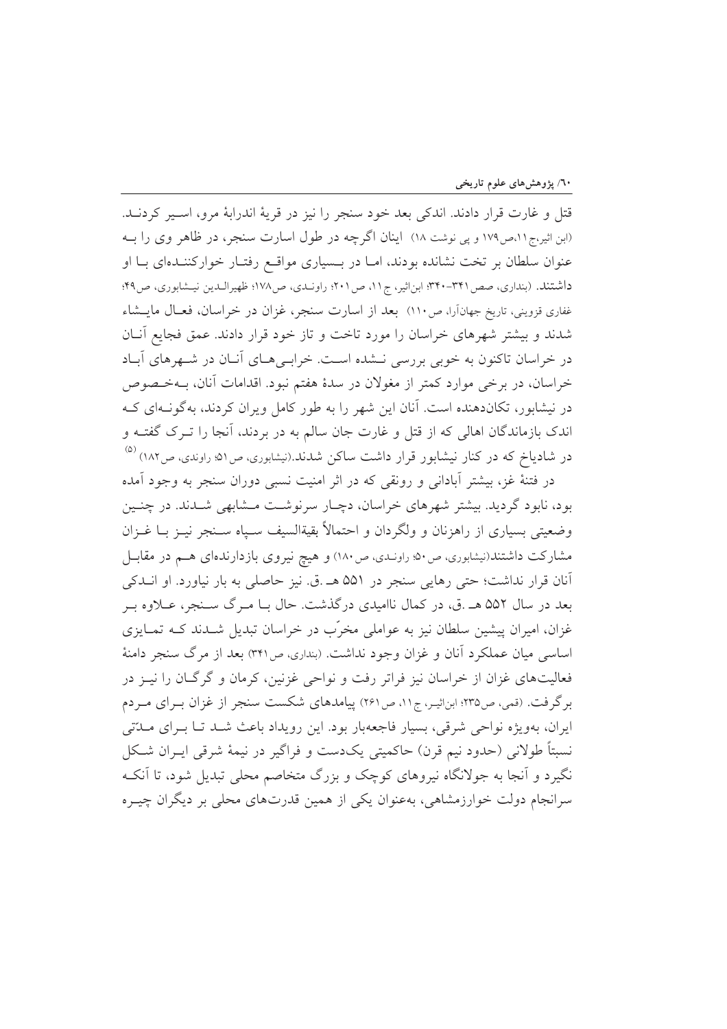قتل و غارت قرار دادند. اندکی بعد خود سنجر را نیز در قریهٔ اندرابهٔ مرو، اسیر کردند. (ابن اثیر،ج۱۱،ص۱۷۹ و پی نوشت ۱۸) اینان اگرچه در طول اسارت سنجر، در ظاهر وی را به عنوان سلطان بر تخت نشانده بودند، اما در بسیاری مواقع رفتار خوارکنندهای با او داشتند. (بنداری، صص۳۴۱-۳۴۰؛ ابن‌اثیر، ج۱۱، ص۲۰۱؛ راوندی، ص۱۷۸؛ ظهیرالدین نیشابوری، ص۴۹؛ غفاری قزوینی، تاریخ جهان‌آرا، ص۱۱۰) بعد از اسارت سنجر، غزان در خراسان، فعال مایشاء شدند و بیشتر شهرهای خراسان را مورد تاخت و تاز خود قرار دادند. عمق فجایع آنان در خراسان تاکنون به خوبی بررسی نشده است. خرابی‌های آنان در شهرهای آباد خراسان، در برخی موارد کمتر از مغولان در سدهٔ هفتم نبود. اقدامات آنان، به‌خصوص در نیشابور، تکان‌دهنده است. آنان این شهر را به طور کامل ویران کردند، به‌گونه‌ای که اندک بازماندگان اهالی که از قتل و غارت جان سالم به در بردند، آنجا را ترک گفته و در شادیاخ که در کنار نیشابور قرار داشت ساکن شدند.(نیشابوری، ص۵۱؛ راوندی، ص۱۸۲) [(۵)]

در فتنهٔ غز، بیشتر آبادانی و رونقی که در اثر امنیت نسبی دوران سنجر به وجود آمده بود، نابود گردید. بیشتر شهرهای خراسان، دچار سرنوشت مشابهی شدند. در چنین وضعیتی بسیاری از راهزنان و ولگردان و احتمالاً بقیةالسیف سپاه سنجر نیز با غزان مشارکت داشتند(نیشابوری، ص۵۰؛ راوندی، ص۱۸۰) و هیچ نیروی بازدارنده‌ای هم در مقابل آنان قرار نداشت؛ حتی رهایی سنجر در ۵۵۱ هـ.ق. نیز حاصلی به بار نیاورد. او اندکی بعد در سال ۵۵۲ هـ.ق، در کمال ناامیدی درگذشت. حال با مرگ سنجر، علاوه بر غزان، امیران پیشین سلطان نیز به عواملی مخرّب در خراسان تبدیل شدند که تمایزی اساسی میان عملکرد آنان و غزان وجود نداشت. (بنداری، ص۳۴۱) بعد از مرگ سنجر دامنهٔ فعالیت‌های غزان از خراسان نیز فراتر رفت و نواحی غزنین، کرمان و گرگان را نیز در برگرفت. (قمی، ص۲۳۵؛ ابن‌اثیر، ج۱۱، ص۲۶۱) پیامدهای شکست سنجر از غزان برای مردم ایران، به‌ویژه نواحی شرقی، بسیار فاجعه‌بار بود. این رویداد باعث شد تا برای مدّتی نسبتاً طولانی (حدود نیم قرن) حاکمیتی یک‌دست و فراگیر در نیمهٔ شرقی ایران شکل نگیرد و آنجا به جولانگاه نیروهای کوچک و بزرگ متخاصم محلی تبدیل شود، تا آنکه سرانجام دولت خوارزمشاهی، به‌عنوان یکی از همین قدرت‌های محلی بر دیگران چیره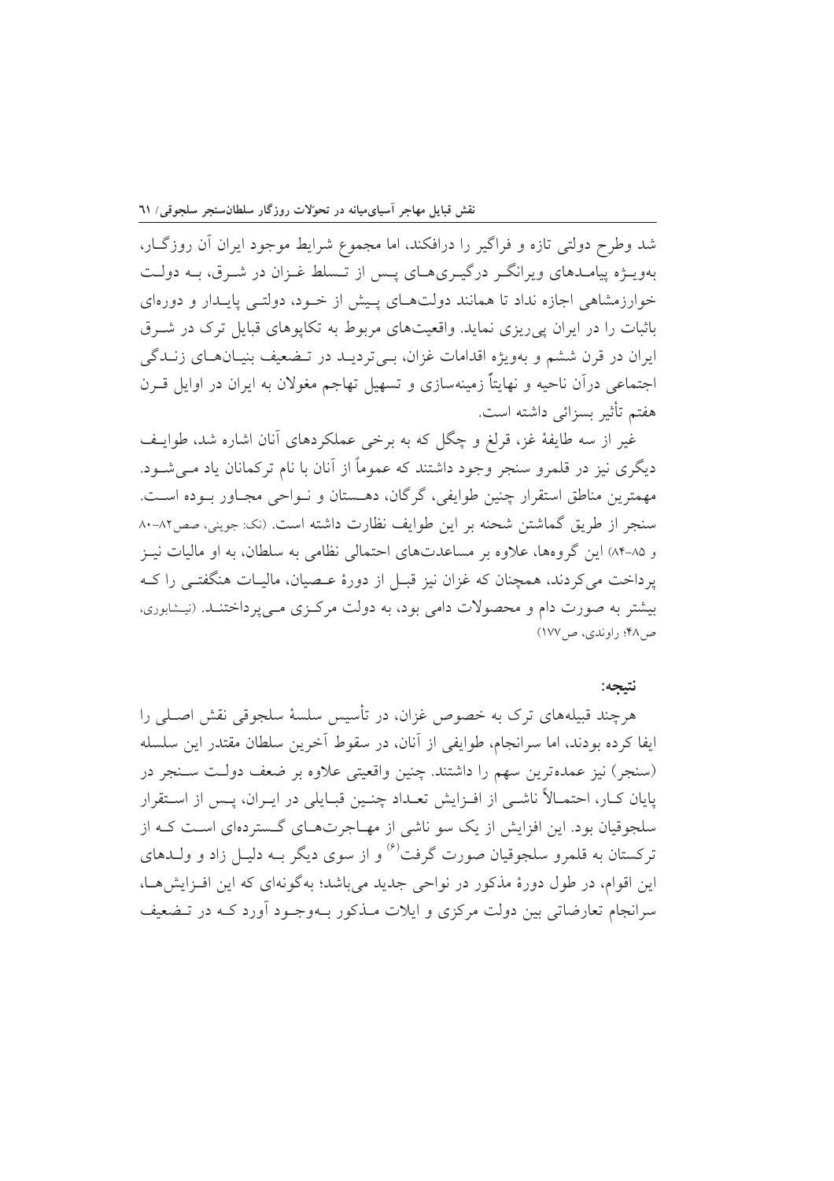شد وطرح دولتی تازه و فراگیر را درافکند، اما مجموع شرایط موجود ایران آن روزگـار، به‌ویـژه پیامـدهای ویرانگـر درگیـری‌هـای پـس از تـسلط غـزان در شـرق، بـه دولـت خوارزمشاهی اجازه نداد تا همانند دولت‌هـای پـیش از خـود، دولتـی پایـدار و دوره‌ای باثبات را در ایران پی‌ریزی نماید. واقعیت‌های مربوط به تکاپوهای قبایل ترک در شـرق ایران در قرن ششم و به‌ویژه اقدامات غزان، بـی‌تردیـد در تـضعیف بنیـان‌هـای زنـدگی اجتماعی درآن ناحیه و نهایتاً زمینه‌سازی و تسهیل تهاجم مغولان به ایران در اوایل قـرن هفتم تأثیر بسزائی داشته است.

غیر از سه طایفهٔ غز، قرلغ و چگل که به برخی عملکردهای آنان اشاره شد، طوایـف دیگری نیز در قلمرو سنجر وجود داشتند که عموماً از آنان با نام ترکمانان یاد مـی‌شـود. مهمترین مناطق استقرار چنین طوایفی، گرگان، دهـستان و نـواحی مجـاور بـوده اسـت. سنجر از طریق گماشتن شحنه بر این طوایف نظارت داشته است. (نک: جوینی، صص۸۲-۸۰ و ۸۵-۸۴) این گروه‌ها، علاوه بر مساعدت‌های احتمالی نظامی به سلطان، به او مالیات نیـز پرداخت می‌کردند، همچنان که غزان نیز قبـل از دورهٔ عـصیان، مالیـات هنگفتـی را کـه بیشتر به صورت دام و محصولات دامی بود، به دولت مرکـزی مـی‌پرداختنـد. (نیشابوری، ص۴۸؛ راوندی، ص۱۷۷)

### نتیجه:

هرچند قبیله‌های ترک به خصوص غزان، در تأسیس سلسهٔ سلجوقی نقش اصـلی را ایفا کرده بودند، اما سرانجام، طوایفی از آنان، در سقوط آخرین سلطان مقتدر این سلسله (سنجر) نیز عمده‌ترین سهم را داشتند. چنین واقعیتی علاوه بر ضعف دولـت سـنجر در پایان کـار، احتمـالاً ناشـی از افـزایش تعـداد چنـین قبـایلی در ایـران، پـس از اسـتقرار سلجوقیان بود. این افزایش از یک سو ناشی از مهـاجرت‌هـای گـسترده‌ای اسـت کـه از ترکستان به قلمرو سلجوقیان صورت گرفت(۶) و از سوی دیگر بـه دلیـل زاد و ولـدهای این اقوام، در طول دورهٔ مذکور در نواحی جدید می‌باشد؛ به‌گونه‌ای که این افـزایش‌هـا، سرانجام تعارضاتی بین دولت مرکزی و ایلات مـذکور بـه‌وجـود آورد کـه در تـضعیف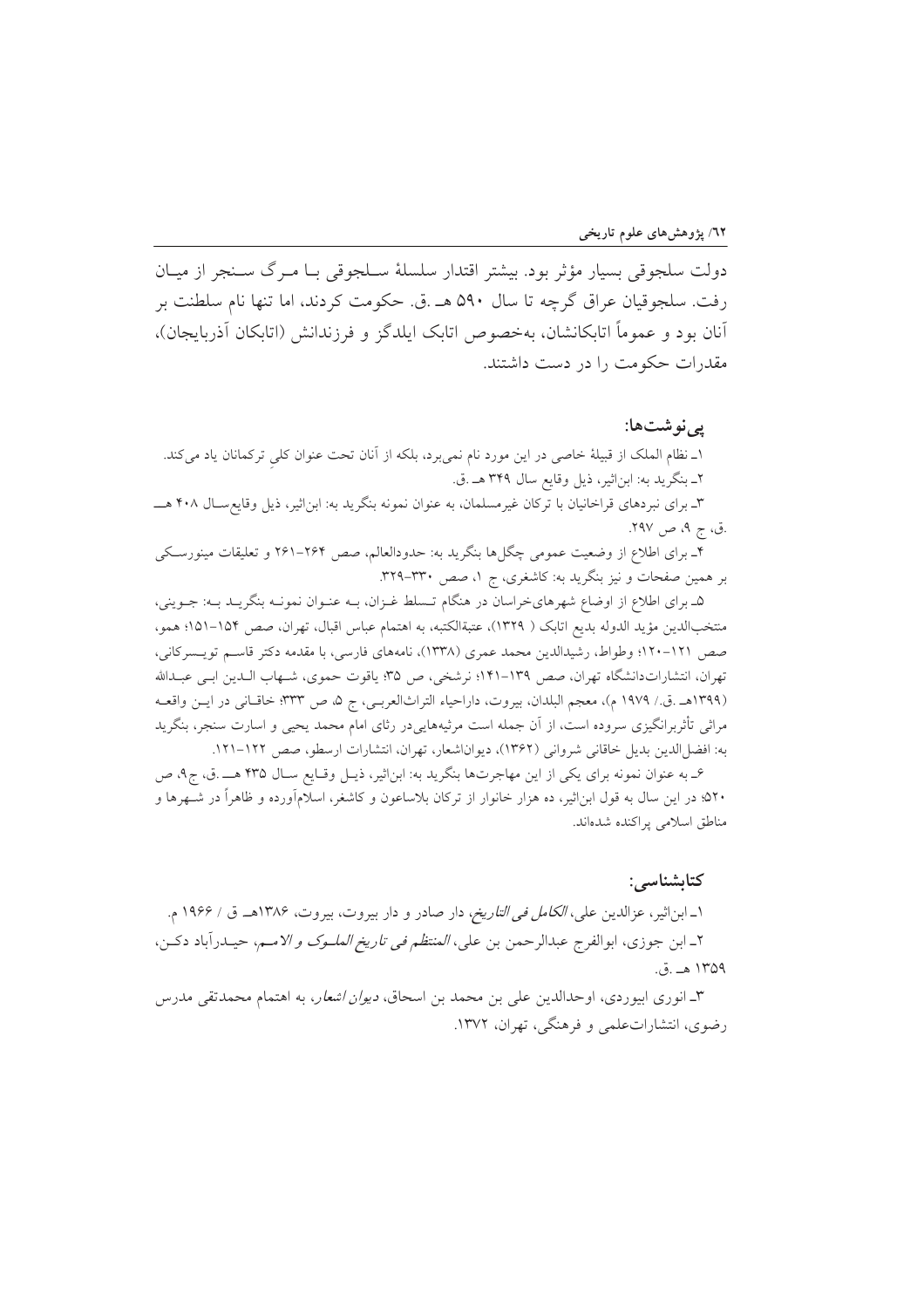دولت سلجوقی بسیار مؤثر بود. بیشتر اقتدار سلسلهٔ سلجوقی با مرگ سنجر از میان رفت. سلجوقیان عراق گرچه تا سال ۵۹۰ هـ.ق. حکومت کردند، اما تنها نام سلطنت بر آنان بود و عموماً اتابکانشان، به‌خصوص اتابک ایلدگز و فرزندانش (اتابکان آذربایجان)، مقدرات حکومت را در دست داشتند.

## پی‌نوشت‌ها:

۱ـ نظام الملک از قبیلهٔ خاصی در این مورد نام نمی‌برد، بلکه از آنان تحت عنوان کلیِ ترکمانان یاد می‌کند.

۲ـ بنگرید به: ابن‌اثیر، ذیل وقایع سال ۳۴۹ هـ.ق.

۳ـ برای نبردهای قراخانیان با ترکان غیرمسلمان، به عنوان نمونه بنگرید به: ابن‌اثیر، ذیل وقایع‌سال ۴۰۸ هـ.ق، ج ۹، ص ۲۹۷.

۴ـ برای اطلاع از وضعیت عمومی چگل‌ها بنگرید به: حدودالعالم، صص ۲۶۴-۲۶۱ و تعلیقات مینورسکی بر همین صفحات و نیز بنگرید به: کاشغری، ج ۱، صص ۳۳۰-۳۲۹.

۵ـ برای اطلاع از اوضاع شهرهای‌خراسان در هنگام تسلط غزان، به عنوان نمونه بنگرید به: جوینی، منتخب‌الدین مؤید الدوله بدیع اتابک (۱۳۲۹)، عتبةالکتبه، به اهتمام عباس اقبال، تهران، صص ۱۵۴-۱۵۱؛ همو، صص ۱۲۱-۱۲۰؛ وطواط، رشیدالدین محمد عمری (۱۳۳۸)، نامه‌های فارسی، با مقدمه دکتر قاسم تویسرکانی، تهران، انتشارات‌دانشگاه تهران، صص ۱۳۹-۱۴۱؛ نرشخی، ص ۳۵؛ یاقوت حموی، شهاب الدین ابی عبدالله (۱۳۹۹هـ.ق./ ۱۹۷۹ م)، معجم البلدان، بیروت، داراحیاء التراث‌العربی، ج ۵، ص ۳۳۳؛ خاقانی در این واقعه مراثی تأثربرانگیزی سروده است، از آن جمله است مرثیه‌هایی‌در رثای امام محمد یحیی و اسارت سنجر، بنگرید به: افضل‌الدین بدیل خاقانی شروانی (۱۳۶۲)، دیوان‌اشعار، تهران، انتشارات ارسطو، صص ۱۲۲-۱۲۱.

۶ـ به عنوان نمونه برای یکی از این مهاجرت‌ها بنگرید به: ابن‌اثیر، ذیل وقایع سال ۴۳۵ هـ.ق، ج۹، ص ۵۲۰؛ در این سال به قول ابن‌اثیر، ده هزار خانوار از ترکان بلاساغون و کاشغر، اسلام‌آورده و ظاهراً در شهرها و مناطق اسلامی پراکنده شده‌اند.

## کتابشناسی:

۱ـ ابن‌اثیر، عزالدین علی، *الکامل فی التاریخ*، دار صادر و دار بیروت، بیروت، ۱۳۸۶هـ ق / ۱۹۶۶ م.

۲ـ ابن جوزی، ابوالفرج عبدالرحمن بن علی، *المنتظم فی تاریخ الملوک و الامم*، حیدرآباد دکن، ۱۳۵۹ هـ.ق.

۳ـ انوری ابیوردی، اوحدالدین علی بن محمد بن اسحاق، *دیوان اشعار*، به اهتمام محمدتقی مدرس رضوی، انتشارات‌علمی و فرهنگی، تهران، ۱۳۷۲.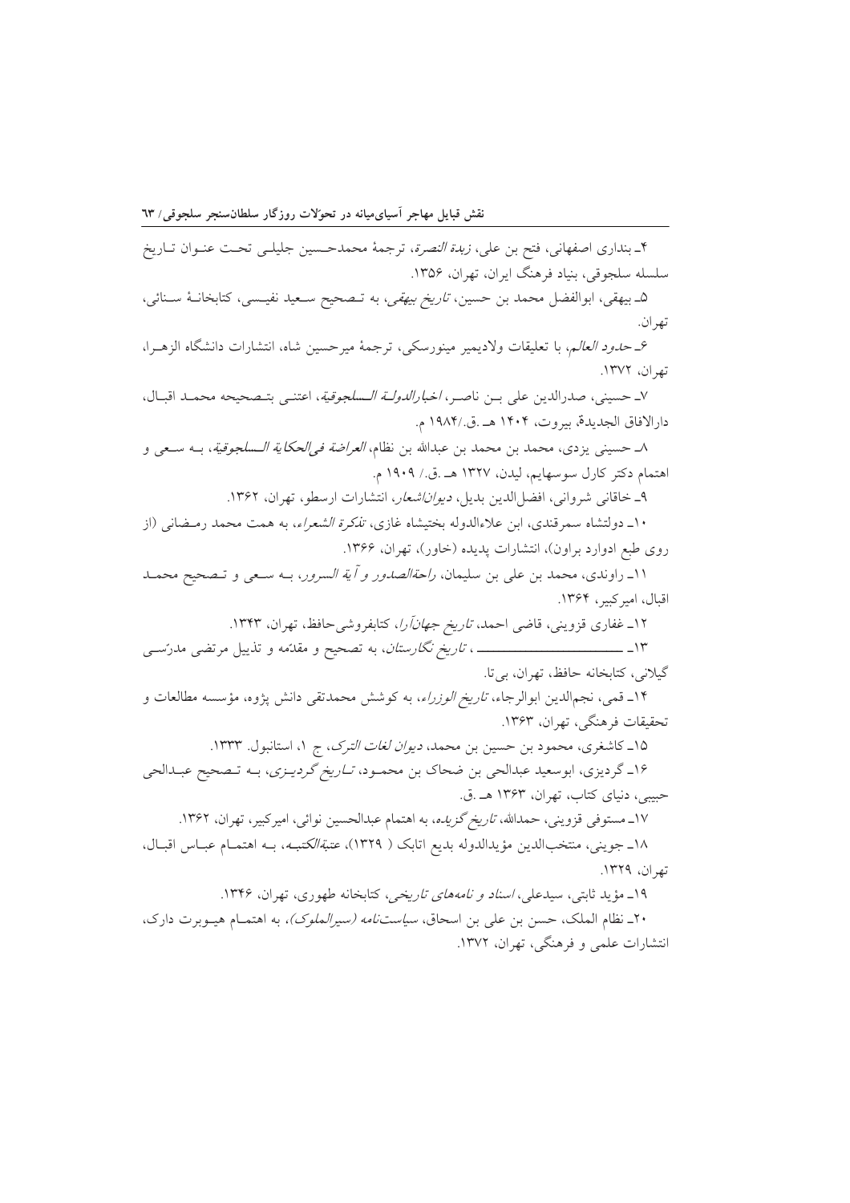۴ـ بنداری اصفهانی، فتح بن علی، *زبدة النصرة*، ترجمهٔ محمدحسین جلیلی تحت عنوان تاریخ سلسله سلجوقی، بنیاد فرهنگ ایران، تهران، ۱۳۵۶.

۵ـ بیهقی، ابوالفضل محمد بن حسین، *تاریخ بیهقی*، به تصحیح سعید نفیسی، کتابخانهٔ سنائی، تهران.

۶ـ *حدود العالم*، با تعلیقات ولادیمیر مینورسکی، ترجمهٔ میرحسین شاه، انتشارات دانشگاه الزهرا، تهران، ۱۳۷۲.

۷ـ حسینی، صدرالدین علی بن ناصر، *اخبارالدولة السلجوقیة*، اعتنی بتصحیحه محمد اقبال، دارالافاق الجدیدة، بیروت، ۱۴۰۴ هـ .ق./۱۹۸۴ م.

۸ـ حسینی یزدی، محمد بن محمد بن عبدالله بن نظام، *العراضة فی‌الحکایة السلجوقیة*، بـه سعی و اهتمام دکتر کارل سوسهایم، لیدن، ۱۳۲۷ هـ .ق./ ۱۹۰۹ م.

۹ـ خاقانی شروانی، افضل‌الدین بدیل، *دیوان‌اشعار*، انتشارات ارسطو، تهران، ۱۳۶۲.

۱۰ـ دولتشاه سمرقندی، ابن علاءالدوله بختیشاه غازی، *تذکرة الشعراء*، به همت محمد رمضانی (از روی طبع ادوارد براون)، انتشارات پدیده (خاور)، تهران، ۱۳۶۶.

۱۱ـ راوندی، محمد بن علی بن سلیمان، *راحةالصدور و آیة السرور*، بـه سعی و تصحیح محمد اقبال، امیرکبیر، ۱۳۶۴.

۱۲ـ غفاری قزوینی، قاضی احمد، *تاریخ جهان‌آرا*، کتابفروشی‌حافظ، تهران، ۱۳۴۳.

۱۳ـ ـــــــــــــــــــــ ، *تاریخ نگارستان*، به تصحیح و مقدّمه و تذییل مرتضی مدرّسی گیلانی، کتابخانه حافظ، تهران، بی‌تا.

۱۴ـ قمی، نجم‌الدین ابوالرجاء، *تاریخ الوزراء*، به کوشش محمدتقی دانش پژوه، مؤسسه مطالعات و تحقیقات فرهنگی، تهران، ۱۳۶۳.

۱۵ـ کاشغری، محمود بن حسین بن محمد، *دیوان لغات الترک*، ج ۱، استانبول. ۱۳۳۳.

۱۶ـ گردیزی، ابوسعید عبدالحی بن ضحاک بن محمود، *تاریخ گردیزی*، بـه تصحیح عبدالحی حبیبی، دنیای کتاب، تهران، ۱۳۶۳ هـ .ق.

۱۷ـ مستوفی قزوینی، حمدالله، *تاریخ گزیده*، به اهتمام عبدالحسین نوائی، امیرکبیر، تهران، ۱۳۶۲.

۱۸ـ جوینی، منتخب‌الدین مؤیدالدوله بدیع اتابک ( ۱۳۲۹)، *عتبةالکتبه*، بـه اهتمام عباس اقبال، تهران، ۱۳۲۹.

۱۹ـ مؤید ثابتی، سیدعلی، *اسناد و نامه‌های تاریخی*، کتابخانه طهوری، تهران، ۱۳۴۶.

۲۰ـ نظام الملک، حسن بن علی بن اسحاق، *سیاست‌نامه (سیرالملوک)*، به اهتمام هیوبرت دارک، انتشارات علمی و فرهنگی، تهران، ۱۳۷۲.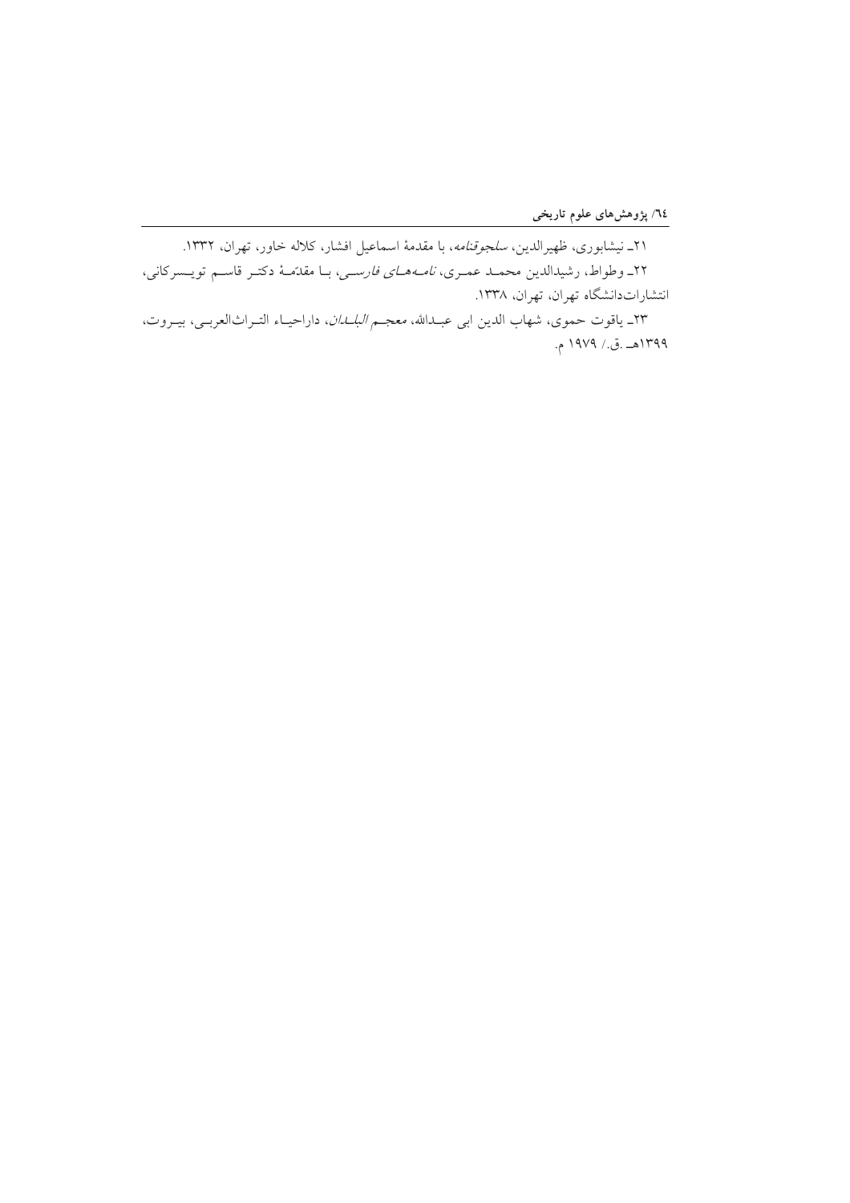۲۱ـ نیشابوری، ظهیرالدین، *سلجوقنامه*، با مقدمهٔ اسماعیل افشار، کلاله خاور، تهران، ۱۳۳۲.

۲۲ـ وطواط، رشیدالدین محمد عمری، *نامه‌های فارسی*، با مقدّمهٔ دکتر قاسم تویسرکانی، انتشارات‌دانشگاه تهران، تهران، ۱۳۳۸.

۲۳ـ یاقوت حموی، شهاب الدین ابی عبدالله، معجم *البلدان*، داراحیاء التراث‌العربی، بیروت، ۱۳۹۹هـ .ق./ ۱۹۷۹ م.